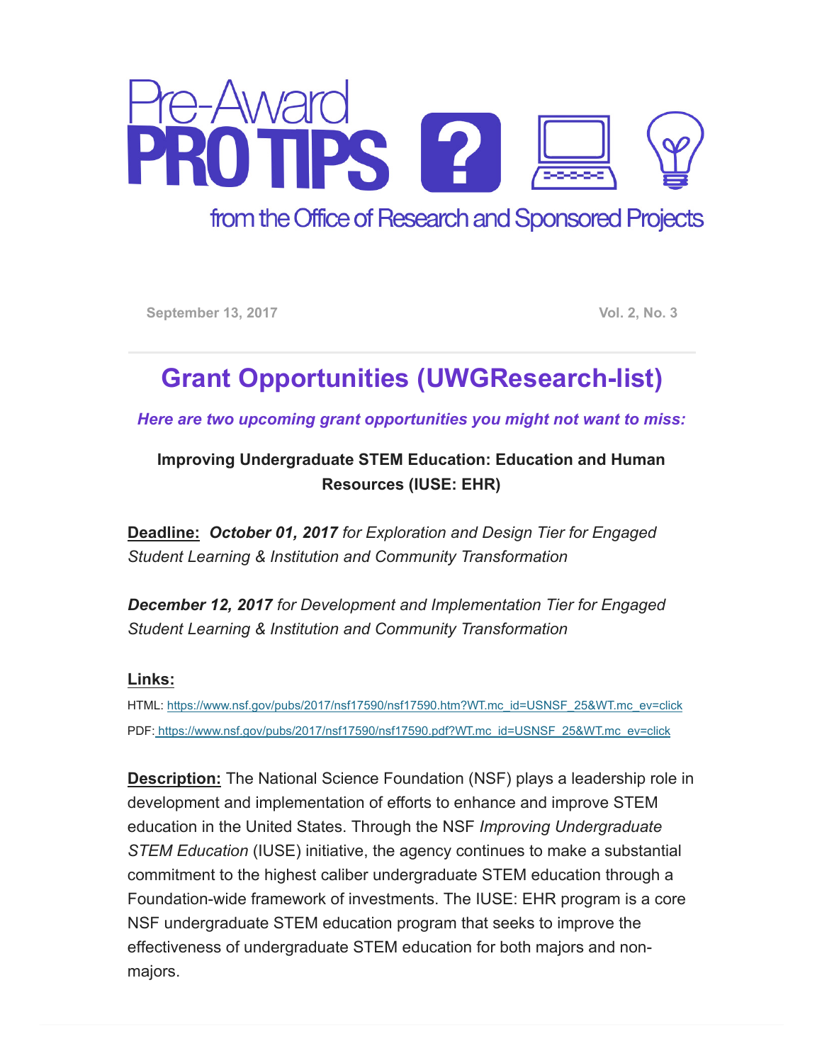# Pre-Award PRO TIPS

from the Office of Research and Sponsored Projects

September 13, 2017 Vol. 2, No. 3

## Grant Opportunities (UWGResearch-list)

***Here are two upcoming grant opportunities you might not want to miss:***

**Improving Undergraduate STEM Education: Education and Human Resources (IUSE: EHR)**

**Deadline:** ***October 01, 2017*** *for Exploration and Design Tier for Engaged Student Learning & Institution and Community Transformation*

***December 12, 2017*** *for Development and Implementation Tier for Engaged Student Learning & Institution and Community Transformation*

**Links:**

HTML: https://www.nsf.gov/pubs/2017/nsf17590/nsf17590.htm?WT.mc_id=USNSF_25&WT.mc_ev=click

PDF: https://www.nsf.gov/pubs/2017/nsf17590/nsf17590.pdf?WT.mc_id=USNSF_25&WT.mc_ev=click

**Description:** The National Science Foundation (NSF) plays a leadership role in development and implementation of efforts to enhance and improve STEM education in the United States. Through the NSF *Improving Undergraduate STEM Education* (IUSE) initiative, the agency continues to make a substantial commitment to the highest caliber undergraduate STEM education through a Foundation-wide framework of investments. The IUSE: EHR program is a core NSF undergraduate STEM education program that seeks to improve the effectiveness of undergraduate STEM education for both majors and non-majors.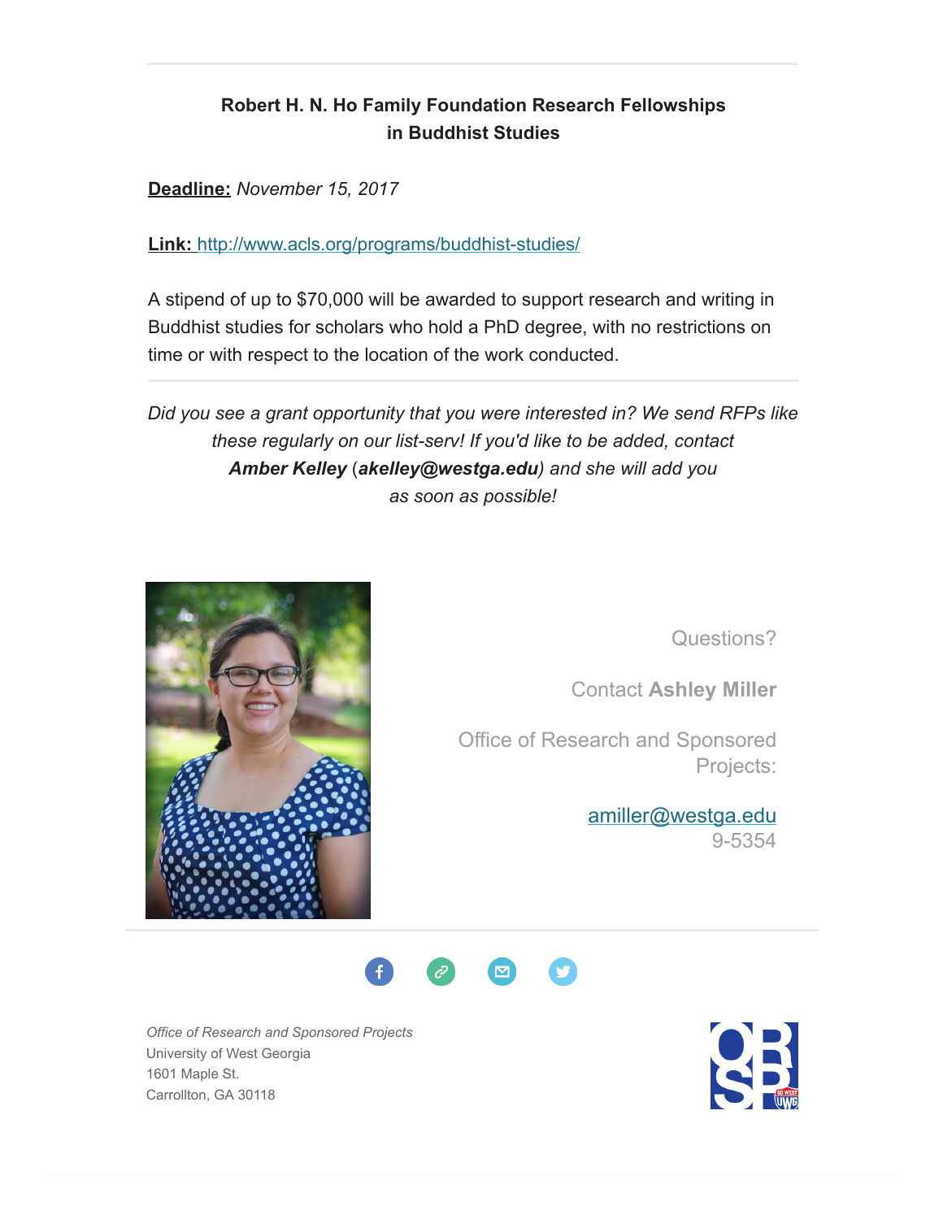**Robert H. N. Ho Family Foundation Research Fellowships in Buddhist Studies**

**Deadline:** *November 15, 2017*

**Link:** http://www.acls.org/programs/buddhist-studies/

A stipend of up to $70,000 will be awarded to support research and writing in Buddhist studies for scholars who hold a PhD degree, with no restrictions on time or with respect to the location of the work conducted.

---

*Did you see a grant opportunity that you were interested in? We send RFPs like these regularly on our list-serv! If you'd like to be added, contact **Amber Kelley** (**akelley@westga.edu**) and she will add you as soon as possible!*

Questions?

Contact **Ashley Miller**

Office of Research and Sponsored Projects:

amiller@westga.edu
9-5354

---

*Office of Research and Sponsored Projects*
University of West Georgia
1601 Maple St.
Carrollton, GA 30118